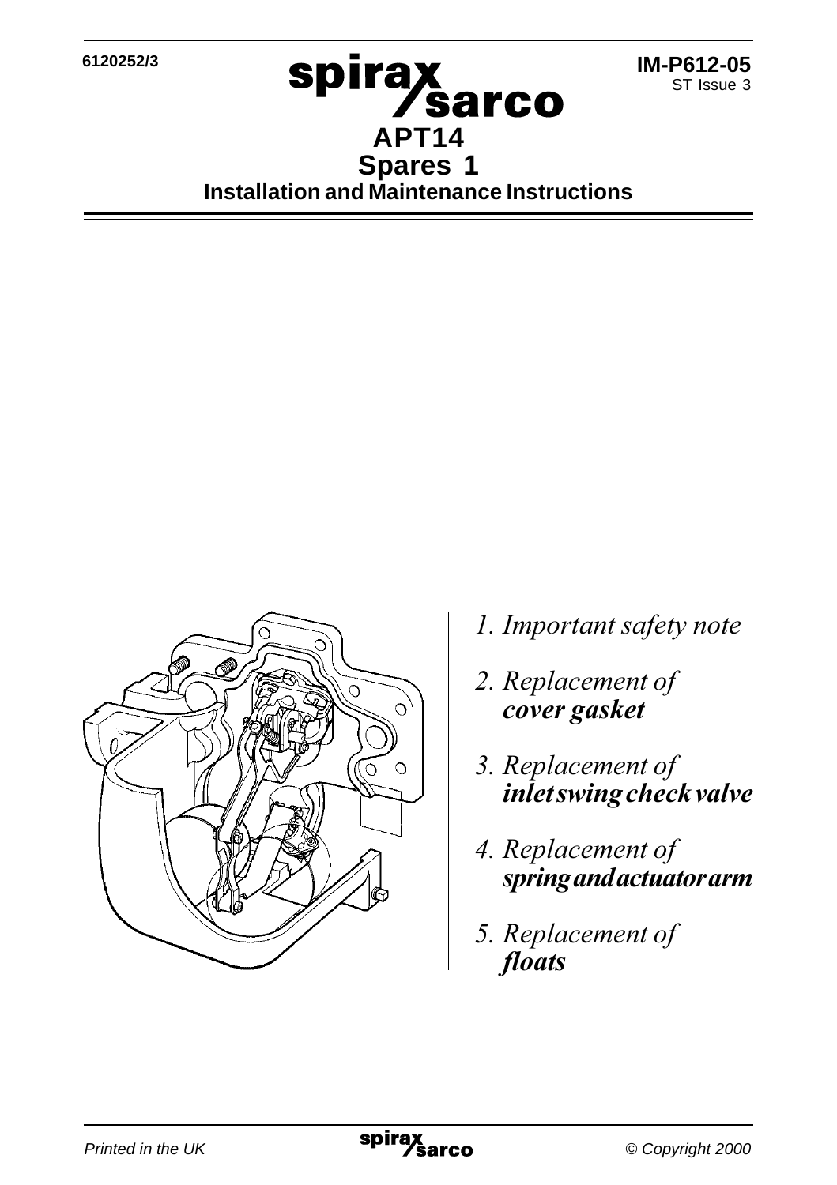6120252/3

IM-P612-05
ST Issue 3

# APT14
## Spares 1
### Installation and Maintenance Instructions

1. *Important safety note*
2. *Replacement of* ***cover gasket***
3. *Replacement of* ***inlet swing check valve***
4. *Replacement of* ***spring and actuator arm***
5. *Replacement of* ***floats***

*Printed in the UK* *© Copyright 2000*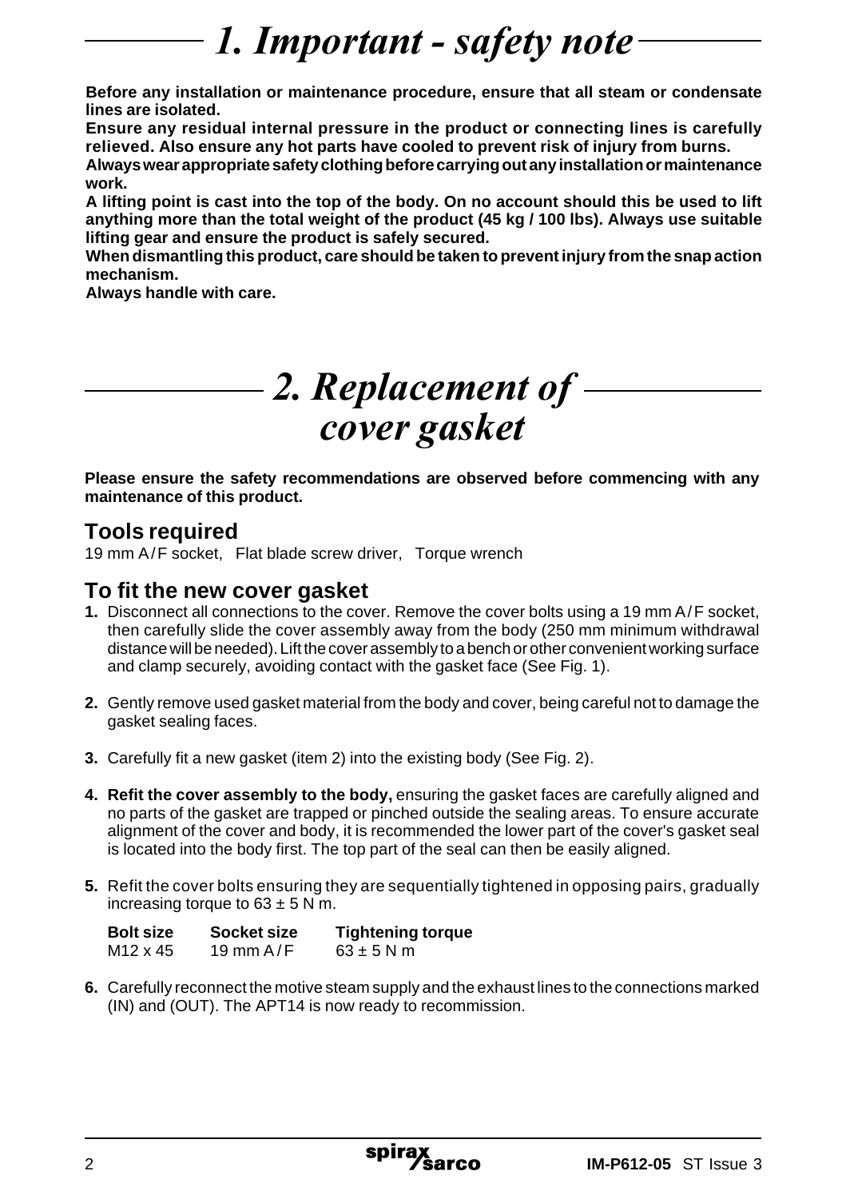# 1. Important - safety note

**Before any installation or maintenance procedure, ensure that all steam or condensate lines are isolated.**
**Ensure any residual internal pressure in the product or connecting lines is carefully relieved. Also ensure any hot parts have cooled to prevent risk of injury from burns.**
**Always wear appropriate safety clothing before carrying out any installation or maintenance work.**
**A lifting point is cast into the top of the body. On no account should this be used to lift anything more than the total weight of the product (45 kg / 100 lbs). Always use suitable lifting gear and ensure the product is safely secured.**
**When dismantling this product, care should be taken to prevent injury from the snap action mechanism.**
**Always handle with care.**

# 2. Replacement of cover gasket

**Please ensure the safety recommendations are observed before commencing with any maintenance of this product.**

## Tools required

19 mm A/F socket, Flat blade screw driver, Torque wrench

## To fit the new cover gasket

1. Disconnect all connections to the cover. Remove the cover bolts using a 19 mm A/F socket, then carefully slide the cover assembly away from the body (250 mm minimum withdrawal distance will be needed). Lift the cover assembly to a bench or other convenient working surface and clamp securely, avoiding contact with the gasket face (See Fig. 1).

2. Gently remove used gasket material from the body and cover, being careful not to damage the gasket sealing faces.

3. Carefully fit a new gasket (item 2) into the existing body (See Fig. 2).

4. **Refit the cover assembly to the body,** ensuring the gasket faces are carefully aligned and no parts of the gasket are trapped or pinched outside the sealing areas. To ensure accurate alignment of the cover and body, it is recommended the lower part of the cover's gasket seal is located into the body first. The top part of the seal can then be easily aligned.

5. Refit the cover bolts ensuring they are sequentially tightened in opposing pairs, gradually increasing torque to $63 \pm 5$ N m.

| Bolt size | Socket size | Tightening torque |
|---|---|---|
| M12 x 45 | 19 mm A/F | $63 \pm 5$ N m |

6. Carefully reconnect the motive steam supply and the exhaust lines to the connections marked (IN) and (OUT). The APT14 is now ready to recommission.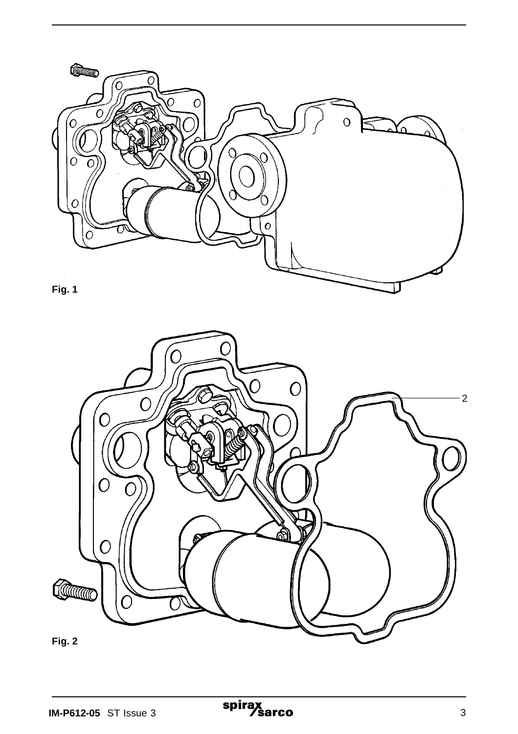2

**Fig. 1**

**Fig. 2**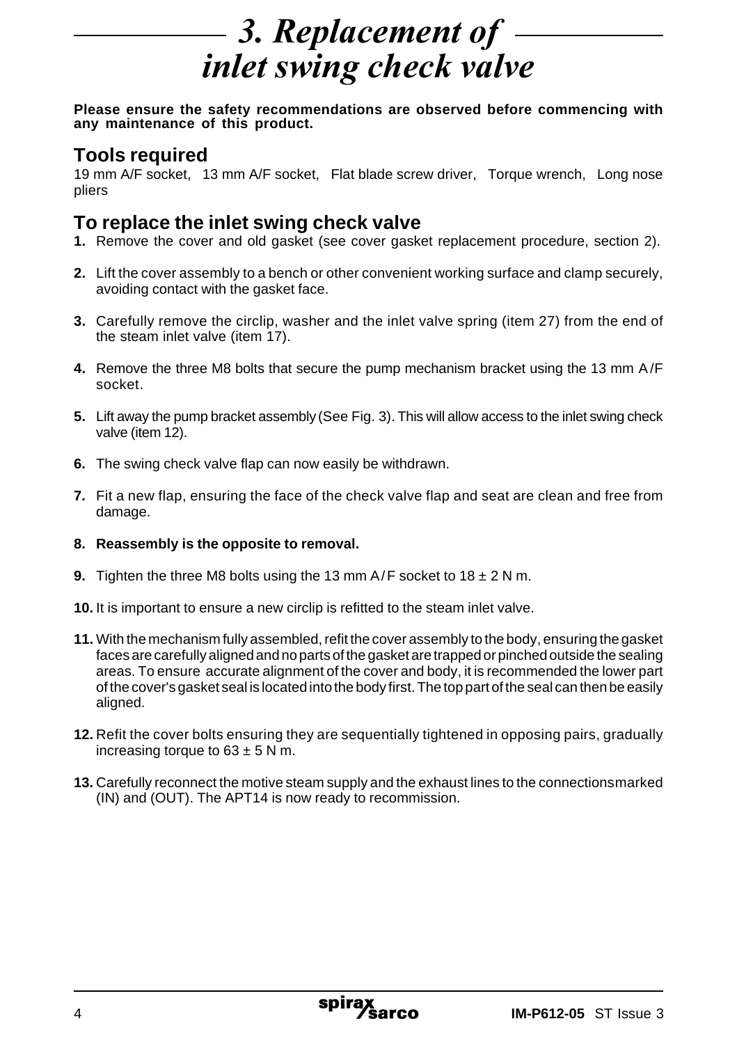# 3. Replacement of inlet swing check valve

**Please ensure the safety recommendations are observed before commencing with any maintenance of this product.**

## Tools required

19 mm A/F socket, 13 mm A/F socket, Flat blade screw driver, Torque wrench, Long nose pliers

## To replace the inlet swing check valve

**1.** Remove the cover and old gasket (see cover gasket replacement procedure, section 2).

**2.** Lift the cover assembly to a bench or other convenient working surface and clamp securely, avoiding contact with the gasket face.

**3.** Carefully remove the circlip, washer and the inlet valve spring (item 27) from the end of the steam inlet valve (item 17).

**4.** Remove the three M8 bolts that secure the pump mechanism bracket using the 13 mm A/F socket.

**5.** Lift away the pump bracket assembly (See Fig. 3). This will allow access to the inlet swing check valve (item 12).

**6.** The swing check valve flap can now easily be withdrawn.

**7.** Fit a new flap, ensuring the face of the check valve flap and seat are clean and free from damage.

**8. Reassembly is the opposite to removal.**

**9.** Tighten the three M8 bolts using the 13 mm A/F socket to 18 ± 2 N m.

**10.** It is important to ensure a new circlip is refitted to the steam inlet valve.

**11.** With the mechanism fully assembled, refit the cover assembly to the body, ensuring the gasket faces are carefully aligned and no parts of the gasket are trapped or pinched outside the sealing areas. To ensure accurate alignment of the cover and body, it is recommended the lower part of the cover's gasket seal is located into the body first. The top part of the seal can then be easily aligned.

**12.** Refit the cover bolts ensuring they are sequentially tightened in opposing pairs, gradually increasing torque to 63 ± 5 N m.

**13.** Carefully reconnect the motive steam supply and the exhaust lines to the connections marked (IN) and (OUT). The APT14 is now ready to recommission.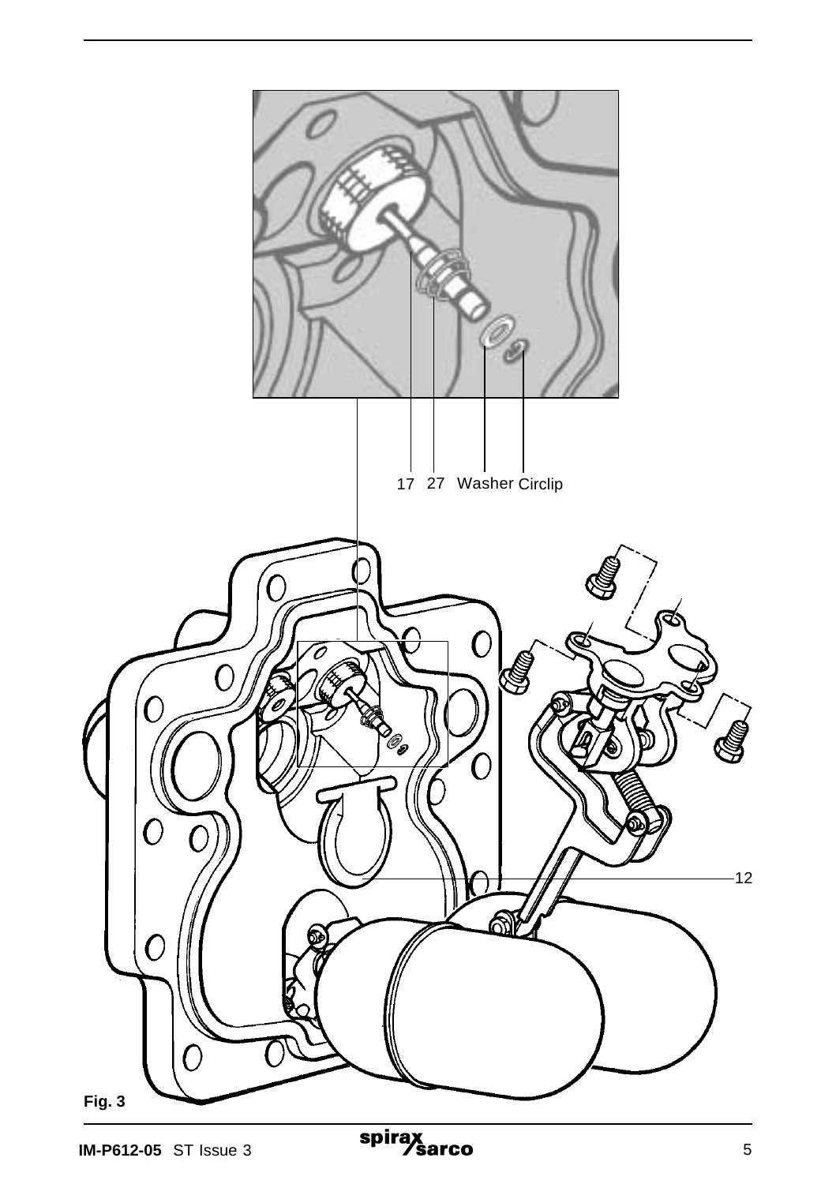17 27 Washer Circlip

12

**Fig. 3**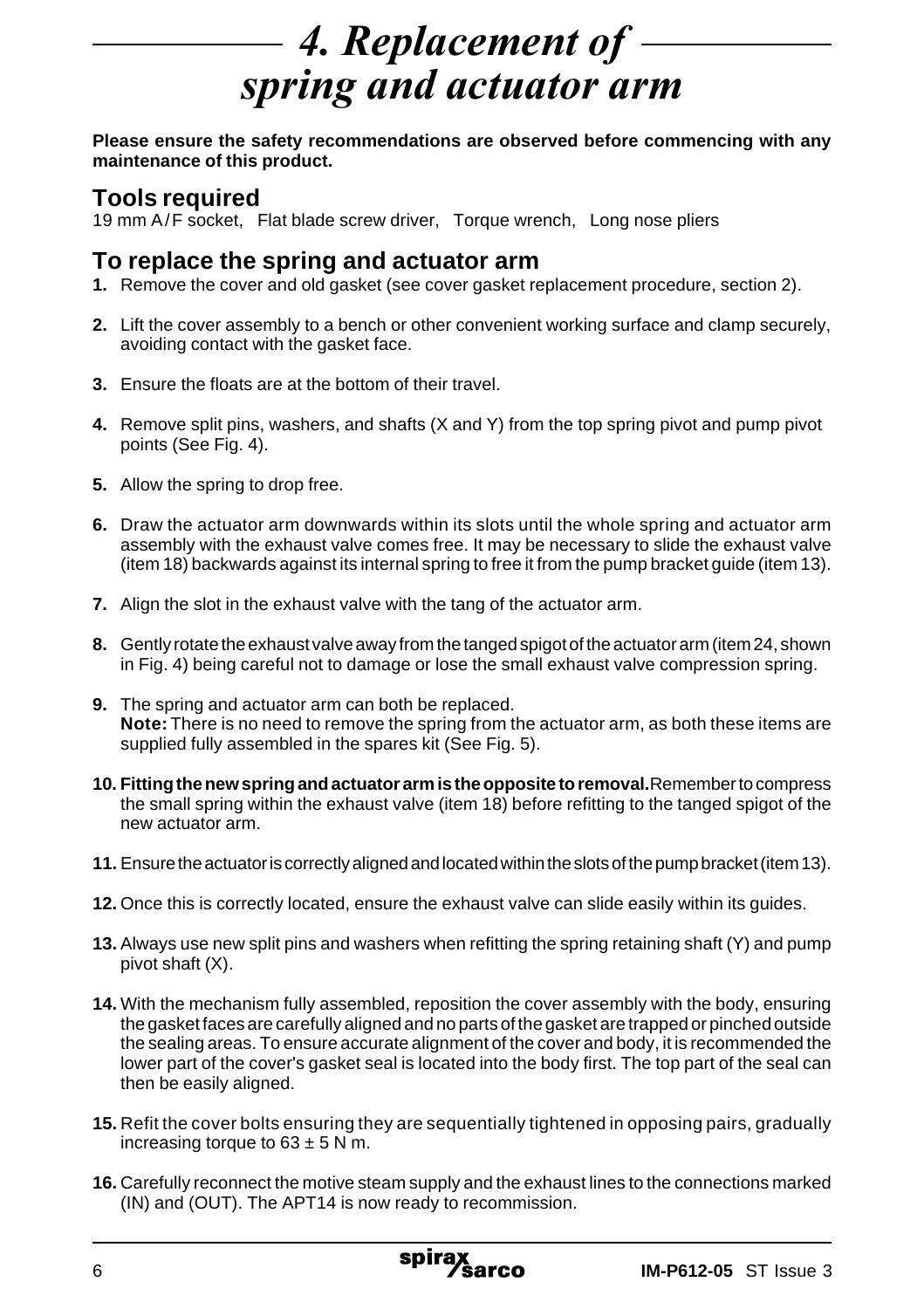# 4. Replacement of spring and actuator arm

**Please ensure the safety recommendations are observed before commencing with any maintenance of this product.**

## Tools required

19 mm A/F socket, Flat blade screw driver, Torque wrench, Long nose pliers

## To replace the spring and actuator arm

**1.** Remove the cover and old gasket (see cover gasket replacement procedure, section 2).

**2.** Lift the cover assembly to a bench or other convenient working surface and clamp securely, avoiding contact with the gasket face.

**3.** Ensure the floats are at the bottom of their travel.

**4.** Remove split pins, washers, and shafts (X and Y) from the top spring pivot and pump pivot points (See Fig. 4).

**5.** Allow the spring to drop free.

**6.** Draw the actuator arm downwards within its slots until the whole spring and actuator arm assembly with the exhaust valve comes free. It may be necessary to slide the exhaust valve (item 18) backwards against its internal spring to free it from the pump bracket guide (item 13).

**7.** Align the slot in the exhaust valve with the tang of the actuator arm.

**8.** Gently rotate the exhaust valve away from the tanged spigot of the actuator arm (item 24, shown in Fig. 4) being careful not to damage or lose the small exhaust valve compression spring.

**9.** The spring and actuator arm can both be replaced.
**Note:** There is no need to remove the spring from the actuator arm, as both these items are supplied fully assembled in the spares kit (See Fig. 5).

**10. Fitting the new spring and actuator arm is the opposite to removal.** Remember to compress the small spring within the exhaust valve (item 18) before refitting to the tanged spigot of the new actuator arm.

**11.** Ensure the actuator is correctly aligned and located within the slots of the pump bracket (item 13).

**12.** Once this is correctly located, ensure the exhaust valve can slide easily within its guides.

**13.** Always use new split pins and washers when refitting the spring retaining shaft (Y) and pump pivot shaft (X).

**14.** With the mechanism fully assembled, reposition the cover assembly with the body, ensuring the gasket faces are carefully aligned and no parts of the gasket are trapped or pinched outside the sealing areas. To ensure accurate alignment of the cover and body, it is recommended the lower part of the cover's gasket seal is located into the body first. The top part of the seal can then be easily aligned.

**15.** Refit the cover bolts ensuring they are sequentially tightened in opposing pairs, gradually increasing torque to $63 \pm 5$ N m.

**16.** Carefully reconnect the motive steam supply and the exhaust lines to the connections marked (IN) and (OUT). The APT14 is now ready to recommission.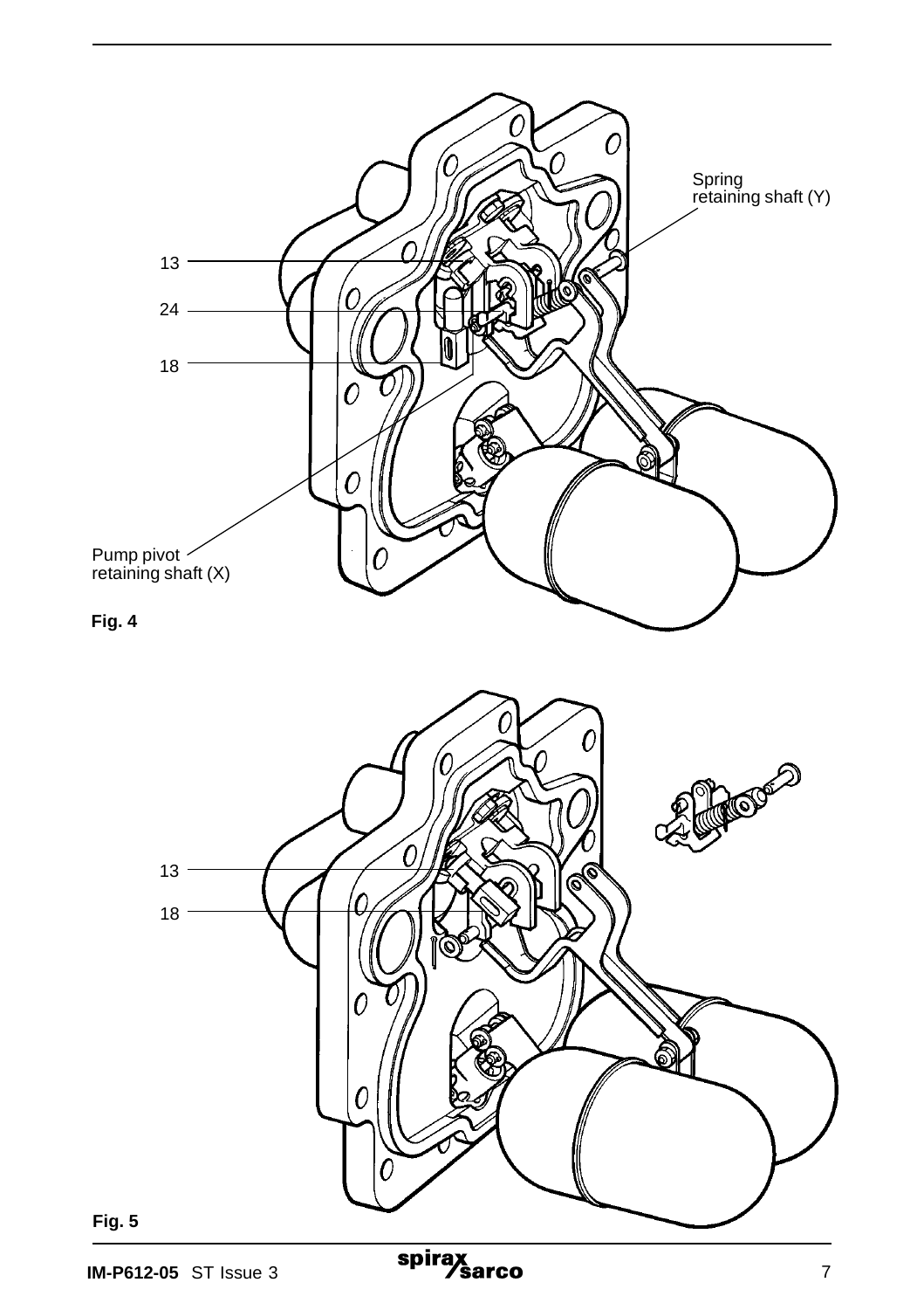Spring retaining shaft (Y)

13

24

18

Pump pivot retaining shaft (X)

**Fig. 4**

13

18

**Fig. 5**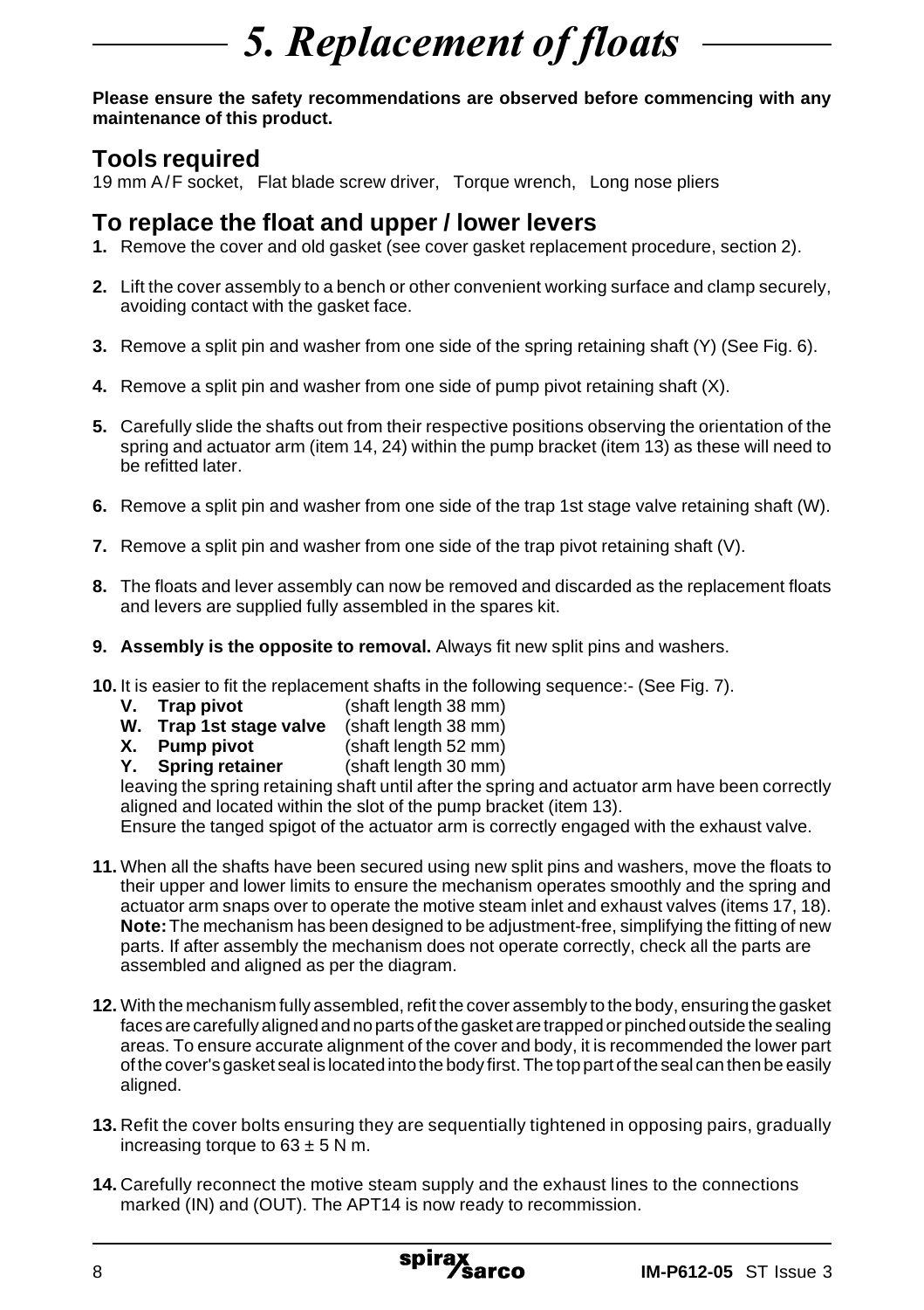# 5. Replacement of floats

**Please ensure the safety recommendations are observed before commencing with any maintenance of this product.**

## Tools required

19 mm A/F socket, Flat blade screw driver, Torque wrench, Long nose pliers

## To replace the float and upper / lower levers

1. Remove the cover and old gasket (see cover gasket replacement procedure, section 2).
2. Lift the cover assembly to a bench or other convenient working surface and clamp securely, avoiding contact with the gasket face.
3. Remove a split pin and washer from one side of the spring retaining shaft (Y) (See Fig. 6).
4. Remove a split pin and washer from one side of pump pivot retaining shaft (X).
5. Carefully slide the shafts out from their respective positions observing the orientation of the spring and actuator arm (item 14, 24) within the pump bracket (item 13) as these will need to be refitted later.
6. Remove a split pin and washer from one side of the trap 1st stage valve retaining shaft (W).
7. Remove a split pin and washer from one side of the trap pivot retaining shaft (V).
8. The floats and lever assembly can now be removed and discarded as the replacement floats and levers are supplied fully assembled in the spares kit.
9. **Assembly is the opposite to removal.** Always fit new split pins and washers.
10. It is easier to fit the replacement shafts in the following sequence:- (See Fig. 7).
    - **V. Trap pivot** (shaft length 38 mm)
    - **W. Trap 1st stage valve** (shaft length 38 mm)
    - **X. Pump pivot** (shaft length 52 mm)
    - **Y. Spring retainer** (shaft length 30 mm)

    leaving the spring retaining shaft until after the spring and actuator arm have been correctly aligned and located within the slot of the pump bracket (item 13).
    Ensure the tanged spigot of the actuator arm is correctly engaged with the exhaust valve.
11. When all the shafts have been secured using new split pins and washers, move the floats to their upper and lower limits to ensure the mechanism operates smoothly and the spring and actuator arm snaps over to operate the motive steam inlet and exhaust valves (items 17, 18).
    **Note:** The mechanism has been designed to be adjustment-free, simplifying the fitting of new parts. If after assembly the mechanism does not operate correctly, check all the parts are assembled and aligned as per the diagram.
12. With the mechanism fully assembled, refit the cover assembly to the body, ensuring the gasket faces are carefully aligned and no parts of the gasket are trapped or pinched outside the sealing areas. To ensure accurate alignment of the cover and body, it is recommended the lower part of the cover's gasket seal is located into the body first. The top part of the seal can then be easily aligned.
13. Refit the cover bolts ensuring they are sequentially tightened in opposing pairs, gradually increasing torque to $63 \pm 5$ N m.
14. Carefully reconnect the motive steam supply and the exhaust lines to the connections marked (IN) and (OUT). The APT14 is now ready to recommission.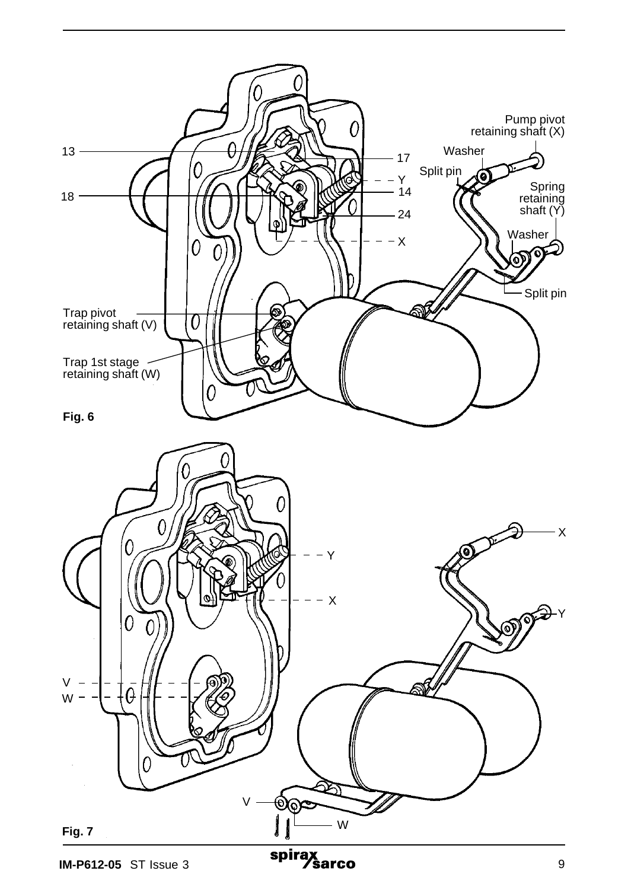13

18

17

Y

14

24

X

Pump pivot retaining shaft (X)

Washer

Split pin

Spring retaining shaft (Y)

Washer

Split pin

Trap pivot retaining shaft (V)

Trap 1st stage retaining shaft (W)

**Fig. 6**

Y

X

X

Y

V

W

V

W

**Fig. 7**